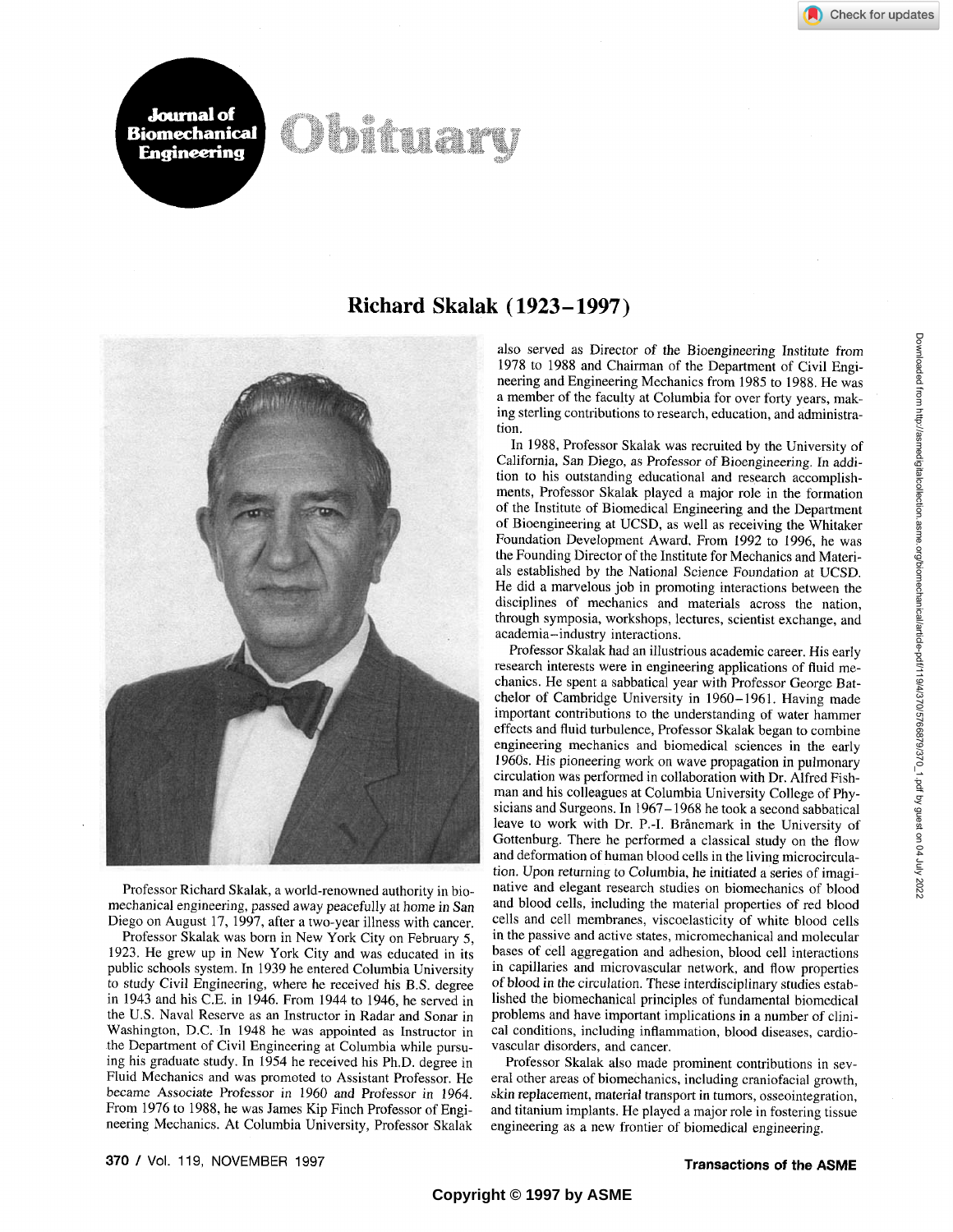# Obituary

## Richard Skalak (1923–1997)

Professor Richard Skalak, a world-renowned authority in biomechanical engineering, passed away peacefully at home in San Diego on August 17, 1997, after a two-year illness with cancer.

Professor Skalak was born in New York City on February 5, 1923. He grew up in New York City and was educated in its public schools system. In 1939 he entered Columbia University to study Civil Engineering, where he received his B.S. degree in 1943 and his C.E. in 1946. From 1944 to 1946, he served in the U.S. Naval Reserve as an Instructor in Radar and Sonar in Washington, D.C. In 1948 he was appointed as Instructor in the Department of Civil Engineering at Columbia while pursuing his graduate study. In 1954 he received his Ph.D. degree in Fluid Mechanics and was promoted to Assistant Professor. He became Associate Professor in 1960 and Professor in 1964. From 1976 to 1988, he was James Kip Finch Professor of Engineering Mechanics. At Columbia University, Professor Skalak also served as Director of the Bioengineering Institute from 1978 to 1988 and Chairman of the Department of Civil Engineering and Engineering Mechanics from 1985 to 1988. He was a member of the faculty at Columbia for over forty years, making sterling contributions to research, education, and administration.

In 1988, Professor Skalak was recruited by the University of California, San Diego, as Professor of Bioengineering. In addition to his outstanding educational and research accomplishments, Professor Skalak played a major role in the formation of the Institute of Biomedical Engineering and the Department of Bioengineering at UCSD, as well as receiving the Whitaker Foundation Development Award. From 1992 to 1996, he was the Founding Director of the Institute for Mechanics and Materials established by the National Science Foundation at UCSD. He did a marvelous job in promoting interactions between the disciplines of mechanics and materials across the nation, through symposia, workshops, lectures, scientist exchange, and academia–industry interactions.

Professor Skalak had an illustrious academic career. His early research interests were in engineering applications of fluid mechanics. He spent a sabbatical year with Professor George Batchelor of Cambridge University in 1960–1961. Having made important contributions to the understanding of water hammer effects and fluid turbulence, Professor Skalak began to combine engineering mechanics and biomedical sciences in the early 1960s. His pioneering work on wave propagation in pulmonary circulation was performed in collaboration with Dr. Alfred Fishman and his colleagues at Columbia University College of Physicians and Surgeons. In 1967–1968 he took a second sabbatical leave to work with Dr. P.-I. Brånemark in the University of Gottenburg. There he performed a classical study on the flow and deformation of human blood cells in the living microcirculation. Upon returning to Columbia, he initiated a series of imaginative and elegant research studies on biomechanics of blood and blood cells, including the material properties of red blood cells and cell membranes, viscoelasticity of white blood cells in the passive and active states, micromechanical and molecular bases of cell aggregation and adhesion, blood cell interactions in capillaries and microvascular network, and flow properties of blood in the circulation. These interdisciplinary studies established the biomechanical principles of fundamental biomedical problems and have important implications in a number of clinical conditions, including inflammation, blood diseases, cardiovascular disorders, and cancer.

Professor Skalak also made prominent contributions in several other areas of biomechanics, including craniofacial growth, skin replacement, material transport in tumors, osseointegration, and titanium implants. He played a major role in fostering tissue engineering as a new frontier of biomedical engineering.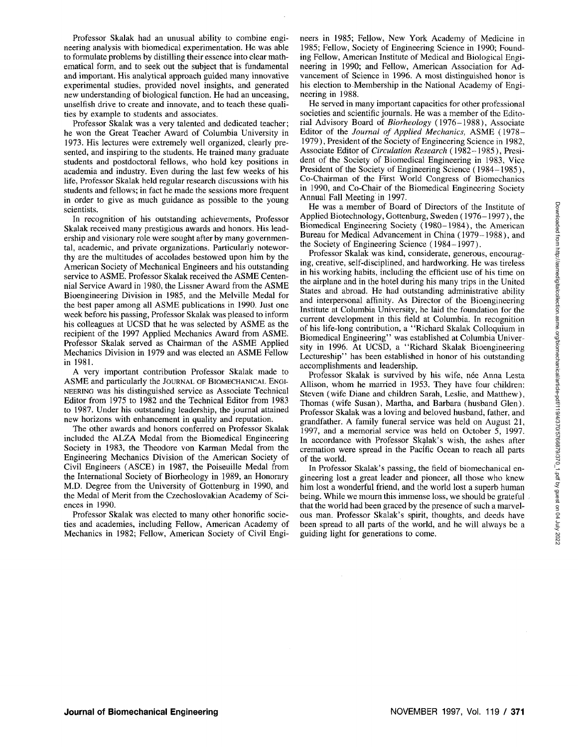Professor Skalak had an unusual ability to combine engineering analysis with biomedical experimentation. He was able to formulate problems by distilling their essence into clear mathematical form, and to seek out the subject that is fundamental and important. His analytical approach guided many innovative experimental studies, provided novel insights, and generated new understanding of biological function. He had an unceasing, unselfish drive to create and innovate, and to teach these qualities by example to students and associates.

Professor Skalak was a very talented and dedicated teacher; he won the Great Teacher Award of Columbia University in 1973. His lectures were extremely well organized, clearly presented, and inspiring to the students. He trained many graduate students and postdoctoral fellows, who hold key positions in academia and industry. Even during the last few weeks of his life, Professor Skalak held regular research discussions with his students and fellows; in fact he made the sessions more frequent in order to give as much guidance as possible to the young scientists.

In recognition of his outstanding achievements, Professor Skalak received many prestigious awards and honors. His leadership and visionary role were sought after by many governmental, academic, and private organizations. Particularly noteworthy are the multitudes of accolades bestowed upon him by the American Society of Mechanical Engineers and his outstanding service to ASME. Professor Skalak received the ASME Centennial Service Award in 1980, the Lissner Award from the ASME Bioengineering Division in 1985, and the Melville Medal for the best paper among all ASME publications in 1990. Just one week before his passing, Professor Skalak was pleased to inform his colleagues at UCSD that he was selected by ASME as the recipient of the 1997 Applied Mechanics Award from ASME. Professor Skalak served as Chairman of the ASME Applied Mechanics Division in 1979 and was elected an ASME Fellow in 1981.

A very important contribution Professor Skalak made to ASME and particularly the JOURNAL OF BIOMECHANICAL ENGINEERING was his distinguished service as Associate Technical Editor from 1975 to 1982 and the Technical Editor from 1983 to 1987. Under his outstanding leadership, the journal attained new horizons with enhancement in quality and reputation.

The other awards and honors conferred on Professor Skalak included the ALZA Medal from the Biomedical Engineering Society in 1983, the Theodore von Karman Medal from the Engineering Mechanics Division of the American Society of Civil Engineers (ASCE) in 1987, the Poiseuille Medal from the International Society of Biorheology in 1989, an Honorary M.D. Degree from the University of Gottenburg in 1990, and the Medal of Merit from the Czechoslovakian Academy of Sciences in 1990.

Professor Skalak was elected to many other honorific societies and academies, including Fellow, American Academy of Mechanics in 1982; Fellow, American Society of Civil Engineers in 1985; Fellow, New York Academy of Medicine in 1985; Fellow, Society of Engineering Science in 1990; Founding Fellow, American Institute of Medical and Biological Engineering in 1990; and Fellow, American Association for Advancement of Science in 1996. A most distinguished honor is his election to Membership in the National Academy of Engineering in 1988.

He served in many important capacities for other professional societies and scientific journals. He was a member of the Editorial Advisory Board of *Biorheology* (1976–1988), Associate Editor of the *Journal of Applied Mechanics*, ASME (1978–1979), President of the Society of Engineering Science in 1982, Associate Editor of *Circulation Research* (1982–1985), President of the Society of Biomedical Engineering in 1983, Vice President of the Society of Engineering Science (1984–1985), Co-Chairman of the First World Congress of Biomechanics in 1990, and Co-Chair of the Biomedical Engineering Society Annual Fall Meeting in 1997.

He was a member of Board of Directors of the Institute of Applied Biotechnology, Gottenburg, Sweden (1976–1997), the Biomedical Engineering Society (1980–1984), the American Bureau for Medical Advancement in China (1979–1988), and the Society of Engineering Science (1984–1997).

Professor Skalak was kind, considerate, generous, encouraging, creative, self-disciplined, and hardworking. He was tireless in his working habits, including the efficient use of his time on the airplane and in the hotel during his many trips in the United States and abroad. He had outstanding administrative ability and interpersonal affinity. As Director of the Bioengineering Institute at Columbia University, he laid the foundation for the current development in this field at Columbia. In recognition of his life-long contribution, a "Richard Skalak Colloquium in Biomedical Engineering" was established at Columbia University in 1996. At UCSD, a "Richard Skalak Bioengineering Lectureship" has been established in honor of his outstanding accomplishments and leadership.

Professor Skalak is survived by his wife, née Anna Lesta Allison, whom he married in 1953. They have four children: Steven (wife Diane and children Sarah, Leslie, and Matthew), Thomas (wife Susan), Martha, and Barbara (husband Glen). Professor Skalak was a loving and beloved husband, father, and grandfather. A family funeral service was held on August 21, 1997, and a memorial service was held on October 5, 1997. In accordance with Professor Skalak's wish, the ashes after cremation were spread in the Pacific Ocean to reach all parts of the world.

In Professor Skalak's passing, the field of biomechanical engineering lost a great leader and pioneer, all those who knew him lost a wonderful friend, and the world lost a superb human being. While we mourn this immense loss, we should be grateful that the world had been graced by the presence of such a marvelous man. Professor Skalak's spirit, thoughts, and deeds have been spread to all parts of the world, and he will always be a guiding light for generations to come.